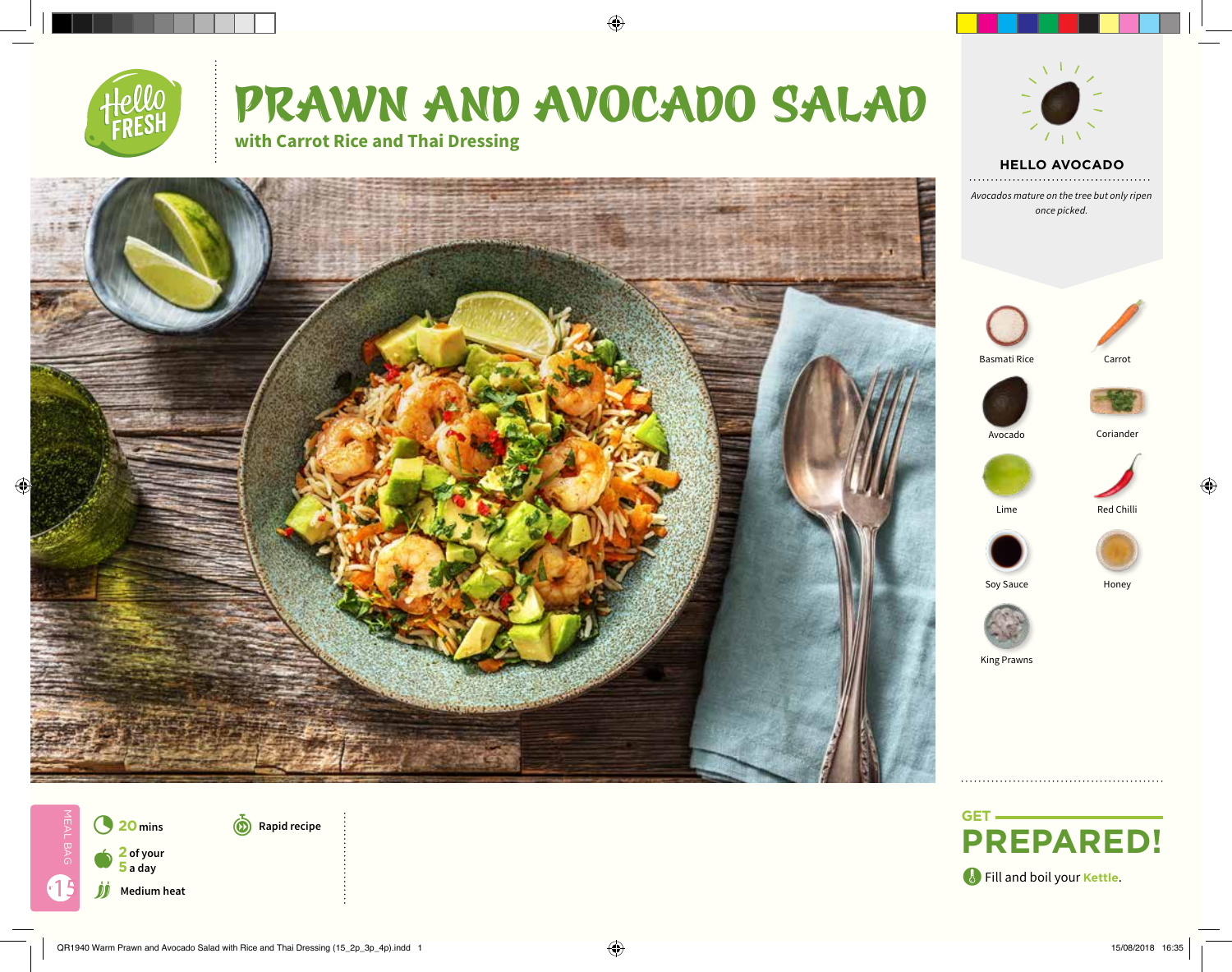# PRAWN AND AVOCADO SALAD

## with Carrot Rice and Thai Dressing

### HELLO AVOCADO

*Avocados mature on the tree but only ripen once picked.*

- Basmati Rice
- Carrot
- Avocado
- Coriander
- Lime
- Red Chilli
- Soy Sauce
- Honey
- King Prawns

MEAL BAG 15

**20** mins

**2** of your **5** a day

Medium heat

Rapid recipe

## GET PREPARED!

Fill and boil your **Kettle**.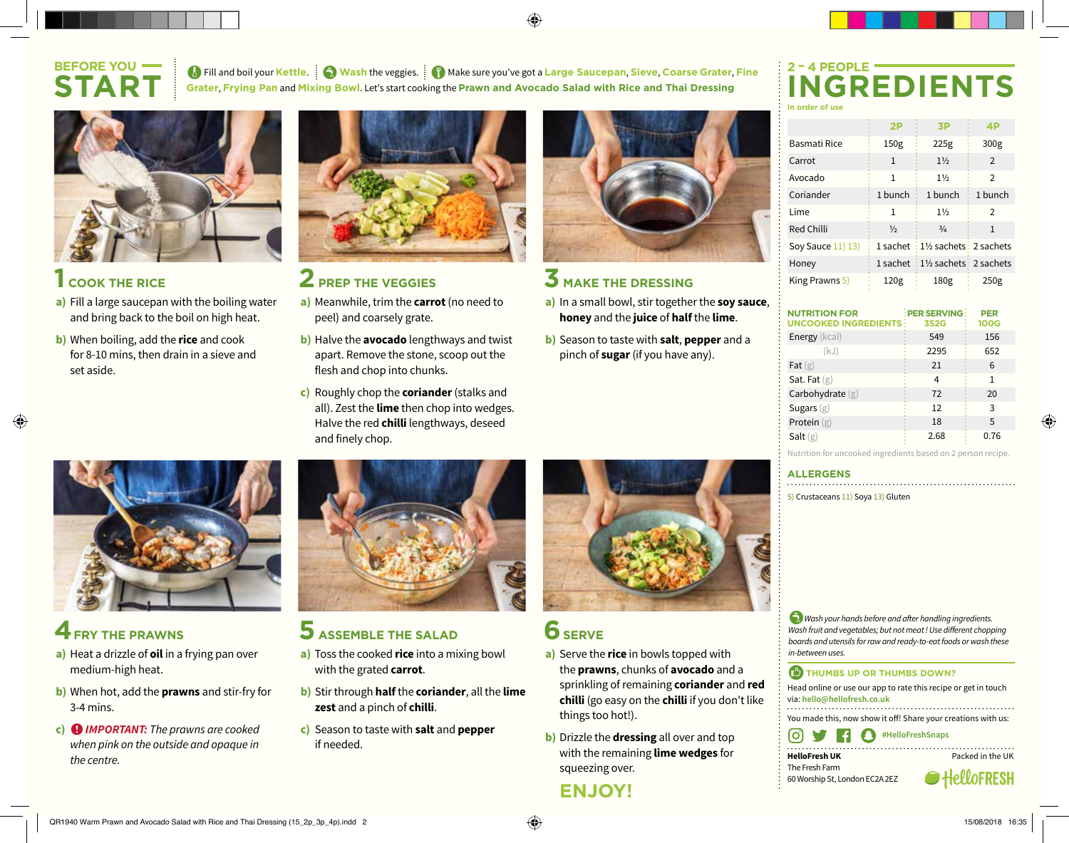## BEFORE YOU START

Fill and boil your **Kettle**. | **Wash** the veggies. | Make sure you've got a **Large Saucepan**, **Sieve**, **Coarse Grater**, **Fine Grater**, **Frying Pan** and **Mixing Bowl**. Let's start cooking the **Prawn and Avocado Salad with Rice and Thai Dressing**

### 1 COOK THE RICE

a) Fill a large saucepan with the boiling water and bring back to the boil on high heat.

b) When boiling, add the **rice** and cook for 8-10 mins, then drain in a sieve and set aside.

### 2 PREP THE VEGGIES

a) Meanwhile, trim the **carrot** (no need to peel) and coarsely grate.

b) Halve the **avocado** lengthways and twist apart. Remove the stone, scoop out the flesh and chop into chunks.

c) Roughly chop the **coriander** (stalks and all). Zest the **lime** then chop into wedges. Halve the red **chilli** lengthways, deseed and finely chop.

### 3 MAKE THE DRESSING

a) In a small bowl, stir together the **soy sauce**, **honey** and the **juice** of **half** the **lime**.

b) Season to taste with **salt**, **pepper** and a pinch of **sugar** (if you have any).

### 4 FRY THE PRAWNS

a) Heat a drizzle of **oil** in a frying pan over medium-high heat.

b) When hot, add the **prawns** and stir-fry for 3-4 mins.

c) ***IMPORTANT:*** *The prawns are cooked when pink on the outside and opaque in the centre.*

### 5 ASSEMBLE THE SALAD

a) Toss the cooked **rice** into a mixing bowl with the grated **carrot**.

b) Stir through **half** the **coriander**, all the **lime zest** and a pinch of **chilli**.

c) Season to taste with **salt** and **pepper** if needed.

### 6 SERVE

a) Serve the **rice** in bowls topped with the **prawns**, chunks of **avocado** and a sprinkling of remaining **coriander** and **red chilli** (go easy on the **chilli** if you don't like things too hot!).

b) Drizzle the **dressing** all over and top with the remaining **lime wedges** for squeezing over.

**ENJOY!**

## 2 - 4 PEOPLE INGREDIENTS

In order of use

| | 2P | 3P | 4P |
|---|---|---|---|
| Basmati Rice | 150g | 225g | 300g |
| Carrot | 1 | 1½ | 2 |
| Avocado | 1 | 1½ | 2 |
| Coriander | 1 bunch | 1 bunch | 1 bunch |
| Lime | 1 | 1½ | 2 |
| Red Chilli | ½ | ¾ | 1 |
| Soy Sauce 11) 13) | 1 sachet | 1½ sachets | 2 sachets |
| Honey | 1 sachet | 1½ sachets | 2 sachets |
| King Prawns 5) | 120g | 180g | 250g |

| NUTRITION FOR UNCOOKED INGREDIENTS | PER SERVING 352G | PER 100G |
|---|---|---|
| Energy (kcal) | 549 | 156 |
| (kJ) | 2295 | 652 |
| Fat (g) | 21 | 6 |
| Sat. Fat (g) | 4 | 1 |
| Carbohydrate (g) | 72 | 20 |
| Sugars (g) | 12 | 3 |
| Protein (g) | 18 | 5 |
| Salt (g) | 2.68 | 0.76 |

Nutrition for uncooked ingredients based on 2 person recipe.

### ALLERGENS

5) Crustaceans 11) Soya 13) Gluten

*Wash your hands before and after handling ingredients. Wash fruit and vegetables; but not meat ! Use different chopping boards and utensils for raw and ready-to-eat foods or wash these in-between uses.*

### THUMBS UP OR THUMBS DOWN?

Head online or use our app to rate this recipe or get in touch via: hello@hellofresh.co.uk

You made this, now show it off! Share your creations with us:

#HelloFreshSnaps

**HelloFresh UK**
The Fresh Farm
60 Worship St, London EC2A 2EZ

Packed in the UK

HelloFRESH